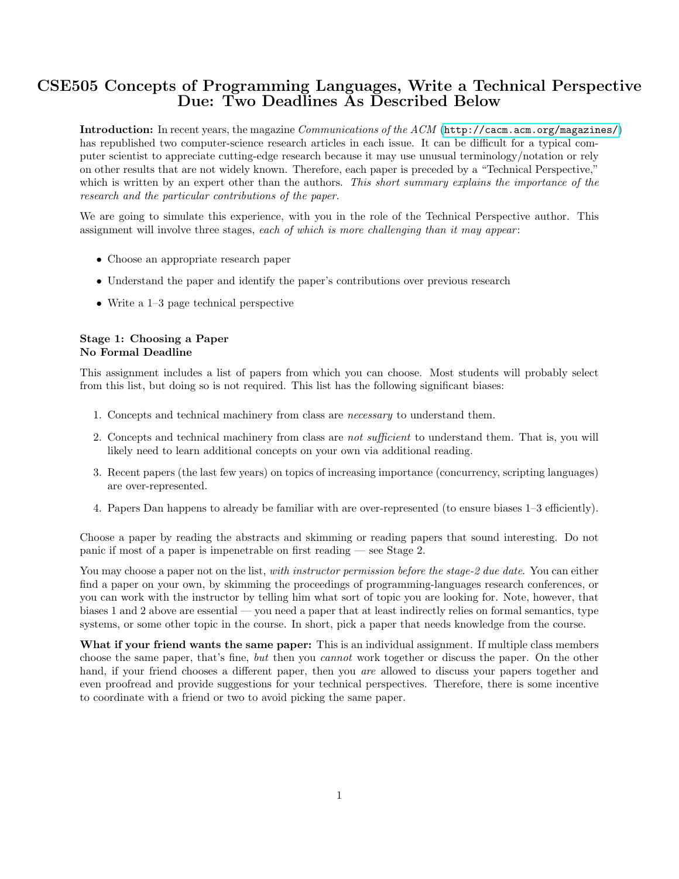# CSE505 Concepts of Programming Languages, Write a Technical Perspective Due: Two Deadlines As Described Below

**Introduction:** In recent years, the magazine *Communications of the ACM* (http://cacm.acm.org/magazines/) has republished two computer-science research articles in each issue. It can be difficult for a typical computer scientist to appreciate cutting-edge research because it may use unusual terminology/notation or rely on other results that are not widely known. Therefore, each paper is preceded by a "Technical Perspective," which is written by an expert other than the authors. *This short summary explains the importance of the research and the particular contributions of the paper.*

We are going to simulate this experience, with you in the role of the Technical Perspective author. This assignment will involve three stages, *each of which is more challenging than it may appear*:

- Choose an appropriate research paper
- Understand the paper and identify the paper's contributions over previous research
- Write a 1–3 page technical perspective

**Stage 1: Choosing a Paper**
**No Formal Deadline**

This assignment includes a list of papers from which you can choose. Most students will probably select from this list, but doing so is not required. This list has the following significant biases:

1. Concepts and technical machinery from class are *necessary* to understand them.
2. Concepts and technical machinery from class are *not sufficient* to understand them. That is, you will likely need to learn additional concepts on your own via additional reading.
3. Recent papers (the last few years) on topics of increasing importance (concurrency, scripting languages) are over-represented.
4. Papers Dan happens to already be familiar with are over-represented (to ensure biases 1–3 efficiently).

Choose a paper by reading the abstracts and skimming or reading papers that sound interesting. Do not panic if most of a paper is impenetrable on first reading — see Stage 2.

You may choose a paper not on the list, *with instructor permission before the stage-2 due date*. You can either find a paper on your own, by skimming the proceedings of programming-languages research conferences, or you can work with the instructor by telling him what sort of topic you are looking for. Note, however, that biases 1 and 2 above are essential — you need a paper that at least indirectly relies on formal semantics, type systems, or some other topic in the course. In short, pick a paper that needs knowledge from the course.

**What if your friend wants the same paper:** This is an individual assignment. If multiple class members choose the same paper, that's fine, *but* then you *cannot* work together or discuss the paper. On the other hand, if your friend chooses a different paper, then you *are* allowed to discuss your papers together and even proofread and provide suggestions for your technical perspectives. Therefore, there is some incentive to coordinate with a friend or two to avoid picking the same paper.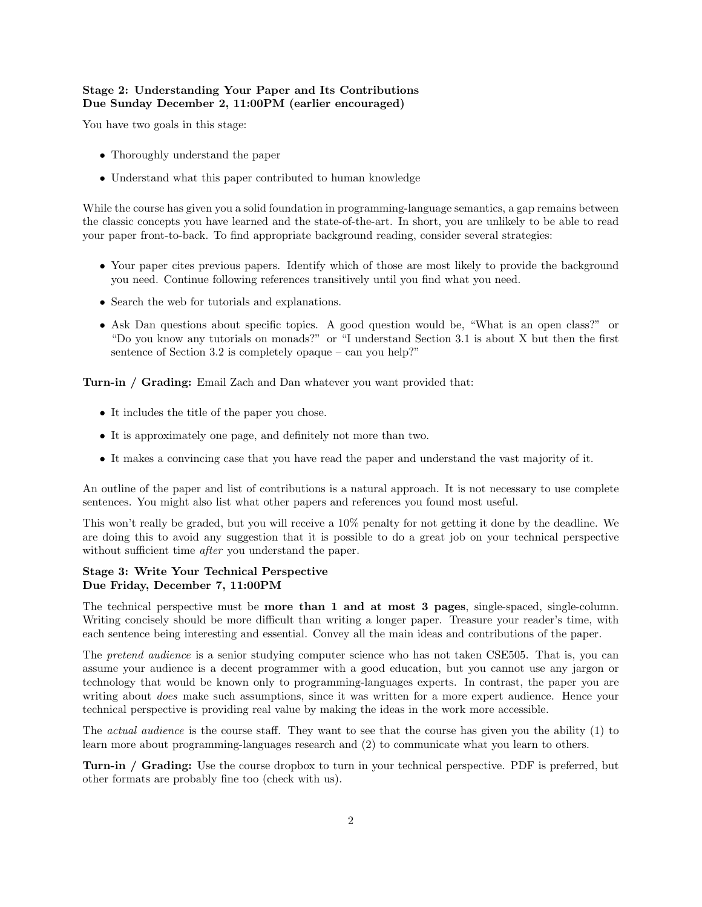**Stage 2: Understanding Your Paper and Its Contributions**
**Due Sunday December 2, 11:00PM (earlier encouraged)**

You have two goals in this stage:

- Thoroughly understand the paper
- Understand what this paper contributed to human knowledge

While the course has given you a solid foundation in programming-language semantics, a gap remains between the classic concepts you have learned and the state-of-the-art. In short, you are unlikely to be able to read your paper front-to-back. To find appropriate background reading, consider several strategies:

- Your paper cites previous papers. Identify which of those are most likely to provide the background you need. Continue following references transitively until you find what you need.
- Search the web for tutorials and explanations.
- Ask Dan questions about specific topics. A good question would be, "What is an open class?" or "Do you know any tutorials on monads?" or "I understand Section 3.1 is about X but then the first sentence of Section 3.2 is completely opaque – can you help?"

**Turn-in / Grading:** Email Zach and Dan whatever you want provided that:

- It includes the title of the paper you chose.
- It is approximately one page, and definitely not more than two.
- It makes a convincing case that you have read the paper and understand the vast majority of it.

An outline of the paper and list of contributions is a natural approach. It is not necessary to use complete sentences. You might also list what other papers and references you found most useful.

This won't really be graded, but you will receive a 10% penalty for not getting it done by the deadline. We are doing this to avoid any suggestion that it is possible to do a great job on your technical perspective without sufficient time *after* you understand the paper.

**Stage 3: Write Your Technical Perspective**
**Due Friday, December 7, 11:00PM**

The technical perspective must be **more than 1 and at most 3 pages**, single-spaced, single-column. Writing concisely should be more difficult than writing a longer paper. Treasure your reader's time, with each sentence being interesting and essential. Convey all the main ideas and contributions of the paper.

The *pretend audience* is a senior studying computer science who has not taken CSE505. That is, you can assume your audience is a decent programmer with a good education, but you cannot use any jargon or technology that would be known only to programming-languages experts. In contrast, the paper you are writing about *does* make such assumptions, since it was written for a more expert audience. Hence your technical perspective is providing real value by making the ideas in the work more accessible.

The *actual audience* is the course staff. They want to see that the course has given you the ability (1) to learn more about programming-languages research and (2) to communicate what you learn to others.

**Turn-in / Grading:** Use the course dropbox to turn in your technical perspective. PDF is preferred, but other formats are probably fine too (check with us).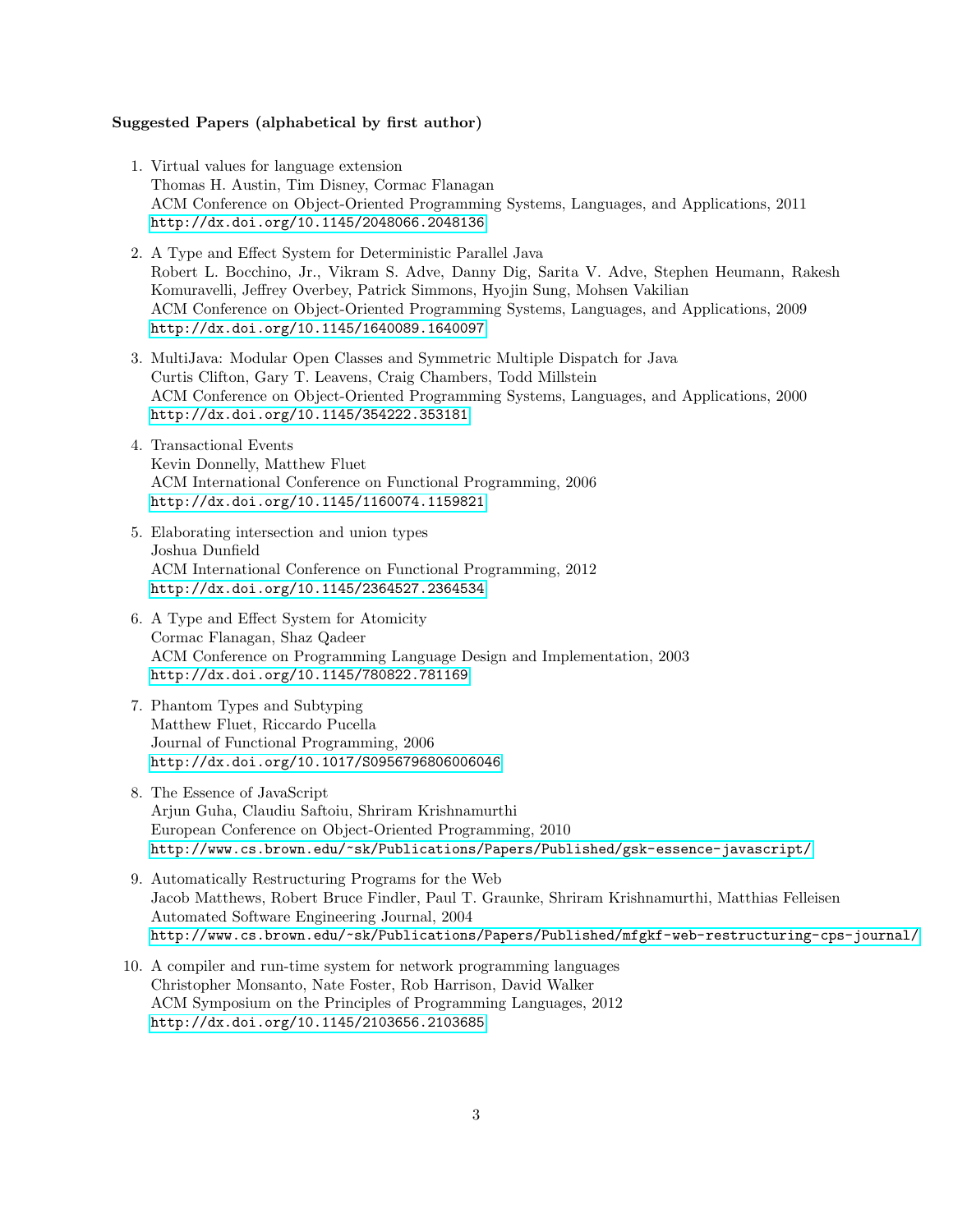**Suggested Papers (alphabetical by first author)**

1. Virtual values for language extension
   Thomas H. Austin, Tim Disney, Cormac Flanagan
   ACM Conference on Object-Oriented Programming Systems, Languages, and Applications, 2011
   http://dx.doi.org/10.1145/2048066.2048136

2. A Type and Effect System for Deterministic Parallel Java
   Robert L. Bocchino, Jr., Vikram S. Adve, Danny Dig, Sarita V. Adve, Stephen Heumann, Rakesh Komuravelli, Jeffrey Overbey, Patrick Simmons, Hyojin Sung, Mohsen Vakilian
   ACM Conference on Object-Oriented Programming Systems, Languages, and Applications, 2009
   http://dx.doi.org/10.1145/1640089.1640097

3. MultiJava: Modular Open Classes and Symmetric Multiple Dispatch for Java
   Curtis Clifton, Gary T. Leavens, Craig Chambers, Todd Millstein
   ACM Conference on Object-Oriented Programming Systems, Languages, and Applications, 2000
   http://dx.doi.org/10.1145/354222.353181

4. Transactional Events
   Kevin Donnelly, Matthew Fluet
   ACM International Conference on Functional Programming, 2006
   http://dx.doi.org/10.1145/1160074.1159821

5. Elaborating intersection and union types
   Joshua Dunfield
   ACM International Conference on Functional Programming, 2012
   http://dx.doi.org/10.1145/2364527.2364534

6. A Type and Effect System for Atomicity
   Cormac Flanagan, Shaz Qadeer
   ACM Conference on Programming Language Design and Implementation, 2003
   http://dx.doi.org/10.1145/780822.781169

7. Phantom Types and Subtyping
   Matthew Fluet, Riccardo Pucella
   Journal of Functional Programming, 2006
   http://dx.doi.org/10.1017/S0956796806006046

8. The Essence of JavaScript
   Arjun Guha, Claudiu Saftoiu, Shriram Krishnamurthi
   European Conference on Object-Oriented Programming, 2010
   http://www.cs.brown.edu/~sk/Publications/Papers/Published/gsk-essence-javascript/

9. Automatically Restructuring Programs for the Web
   Jacob Matthews, Robert Bruce Findler, Paul T. Graunke, Shriram Krishnamurthi, Matthias Felleisen
   Automated Software Engineering Journal, 2004
   http://www.cs.brown.edu/~sk/Publications/Papers/Published/mfgkf-web-restructuring-cps-journal/

10. A compiler and run-time system for network programming languages
    Christopher Monsanto, Nate Foster, Rob Harrison, David Walker
    ACM Symposium on the Principles of Programming Languages, 2012
    http://dx.doi.org/10.1145/2103656.2103685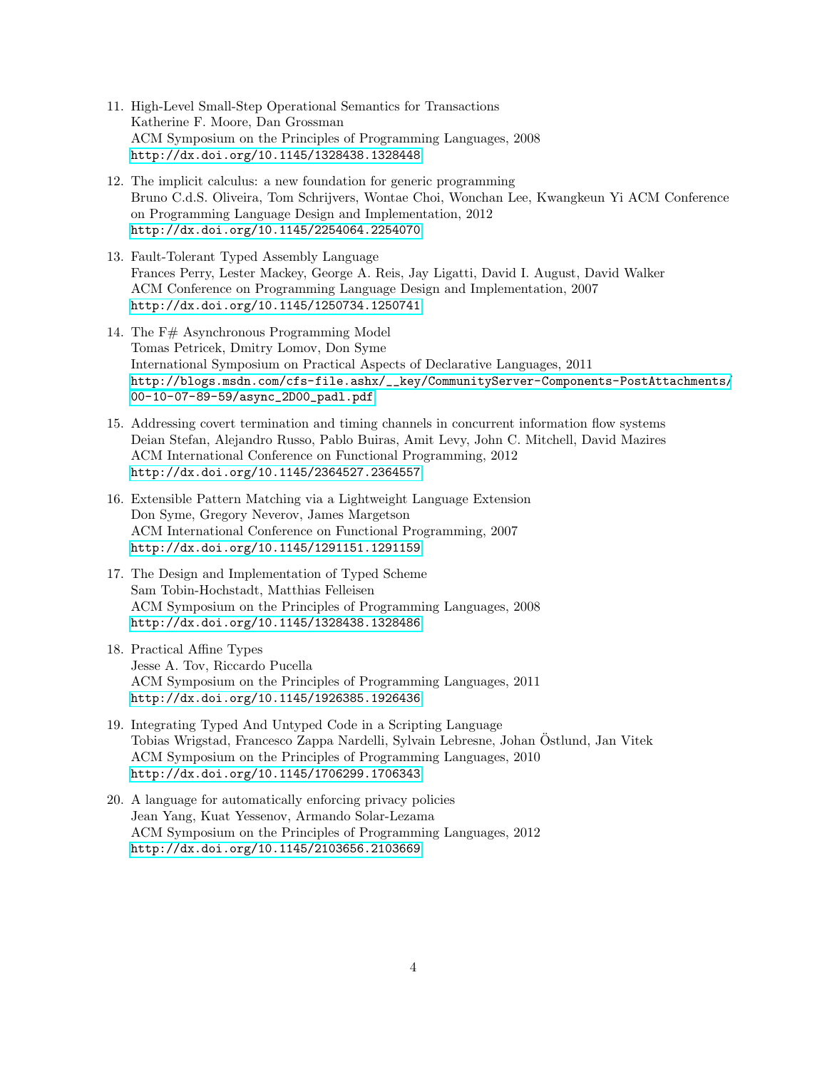11. High-Level Small-Step Operational Semantics for Transactions
    Katherine F. Moore, Dan Grossman
    ACM Symposium on the Principles of Programming Languages, 2008
    http://dx.doi.org/10.1145/1328438.1328448

12. The implicit calculus: a new foundation for generic programming
    Bruno C.d.S. Oliveira, Tom Schrijvers, Wontae Choi, Wonchan Lee, Kwangkeun Yi ACM Conference on Programming Language Design and Implementation, 2012
    http://dx.doi.org/10.1145/2254064.2254070

13. Fault-Tolerant Typed Assembly Language
    Frances Perry, Lester Mackey, George A. Reis, Jay Ligatti, David I. August, David Walker
    ACM Conference on Programming Language Design and Implementation, 2007
    http://dx.doi.org/10.1145/1250734.1250741

14. The F# Asynchronous Programming Model
    Tomas Petricek, Dmitry Lomov, Don Syme
    International Symposium on Practical Aspects of Declarative Languages, 2011
    http://blogs.msdn.com/cfs-file.ashx/__key/CommunityServer-Components-PostAttachments/00-10-07-89-59/async_2D00_padl.pdf

15. Addressing covert termination and timing channels in concurrent information flow systems
    Deian Stefan, Alejandro Russo, Pablo Buiras, Amit Levy, John C. Mitchell, David Mazires
    ACM International Conference on Functional Programming, 2012
    http://dx.doi.org/10.1145/2364527.2364557

16. Extensible Pattern Matching via a Lightweight Language Extension
    Don Syme, Gregory Neverov, James Margetson
    ACM International Conference on Functional Programming, 2007
    http://dx.doi.org/10.1145/1291151.1291159

17. The Design and Implementation of Typed Scheme
    Sam Tobin-Hochstadt, Matthias Felleisen
    ACM Symposium on the Principles of Programming Languages, 2008
    http://dx.doi.org/10.1145/1328438.1328486

18. Practical Affine Types
    Jesse A. Tov, Riccardo Pucella
    ACM Symposium on the Principles of Programming Languages, 2011
    http://dx.doi.org/10.1145/1926385.1926436

19. Integrating Typed And Untyped Code in a Scripting Language
    Tobias Wrigstad, Francesco Zappa Nardelli, Sylvain Lebresne, Johan Östlund, Jan Vitek
    ACM Symposium on the Principles of Programming Languages, 2010
    http://dx.doi.org/10.1145/1706299.1706343

20. A language for automatically enforcing privacy policies
    Jean Yang, Kuat Yessenov, Armando Solar-Lezama
    ACM Symposium on the Principles of Programming Languages, 2012
    http://dx.doi.org/10.1145/2103656.2103669